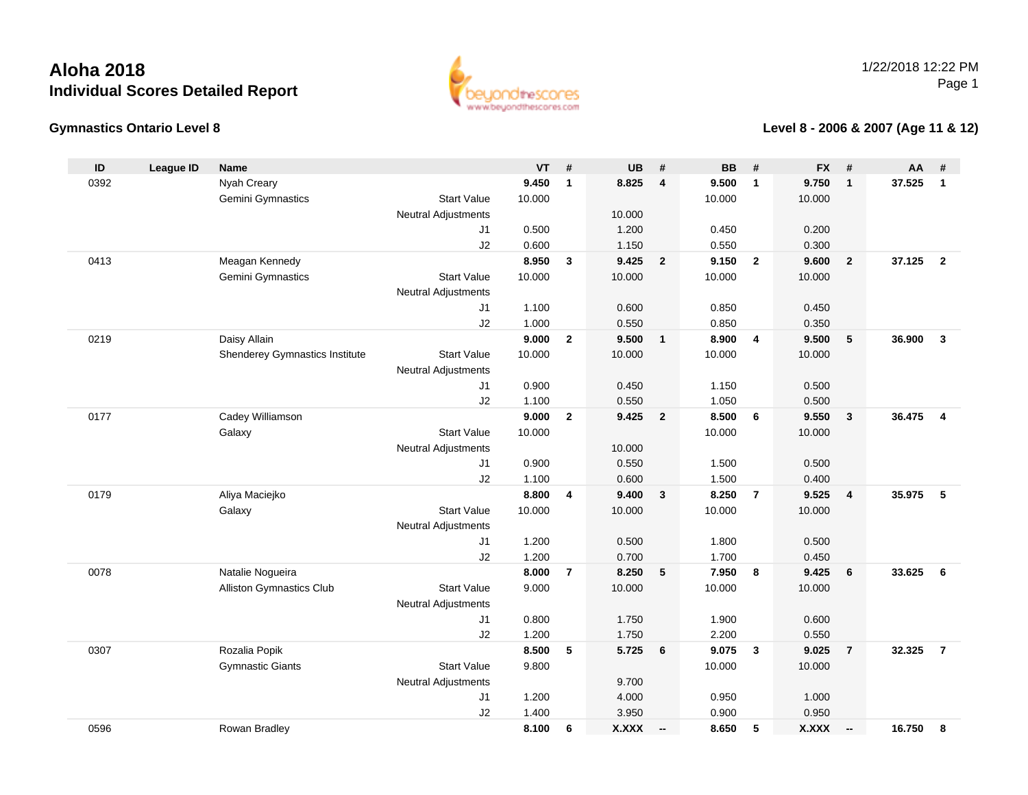# Aloha 2018

## Individual Scores Detailed Report

1/22/2018 12:22 PM

### Gymnastics Ontario Level 8

### Level 8 - 2006 & 2007 (Age 11 & 12)

| ID | League ID | Name | | VT | # | UB | # | BB | # | FX | # | AA | # |
|---|---|---|---|---|---|---|---|---|---|---|---|---|---|
| 0392 | | Nyah Creary | | **9.450** | **1** | **8.825** | **4** | **9.500** | **1** | **9.750** | **1** | **37.525** | **1** |
| | | Gemini Gymnastics | Start Value | 10.000 | | | | 10.000 | | 10.000 | | | |
| | | | Neutral Adjustments | | | 10.000 | | | | | | | |
| | | | J1 | 0.500 | | 1.200 | | 0.450 | | 0.200 | | | |
| | | | J2 | 0.600 | | 1.150 | | 0.550 | | 0.300 | | | |
| 0413 | | Meagan Kennedy | | **8.950** | **3** | **9.425** | **2** | **9.150** | **2** | **9.600** | **2** | **37.125** | **2** |
| | | Gemini Gymnastics | Start Value | 10.000 | | 10.000 | | 10.000 | | 10.000 | | | |
| | | | Neutral Adjustments | | | | | | | | | | |
| | | | J1 | 1.100 | | 0.600 | | 0.850 | | 0.450 | | | |
| | | | J2 | 1.000 | | 0.550 | | 0.850 | | 0.350 | | | |
| 0219 | | Daisy Allain | | **9.000** | **2** | **9.500** | **1** | **8.900** | **4** | **9.500** | **5** | **36.900** | **3** |
| | | Shenderey Gymnastics Institute | Start Value | 10.000 | | 10.000 | | 10.000 | | 10.000 | | | |
| | | | Neutral Adjustments | | | | | | | | | | |
| | | | J1 | 0.900 | | 0.450 | | 1.150 | | 0.500 | | | |
| | | | J2 | 1.100 | | 0.550 | | 1.050 | | 0.500 | | | |
| 0177 | | Cadey Williamson | | **9.000** | **2** | **9.425** | **2** | **8.500** | **6** | **9.550** | **3** | **36.475** | **4** |
| | | Galaxy | Start Value | 10.000 | | | | 10.000 | | 10.000 | | | |
| | | | Neutral Adjustments | | | 10.000 | | | | | | | |
| | | | J1 | 0.900 | | 0.550 | | 1.500 | | 0.500 | | | |
| | | | J2 | 1.100 | | 0.600 | | 1.500 | | 0.400 | | | |
| 0179 | | Aliya Maciejko | | **8.800** | **4** | **9.400** | **3** | **8.250** | **7** | **9.525** | **4** | **35.975** | **5** |
| | | Galaxy | Start Value | 10.000 | | 10.000 | | 10.000 | | 10.000 | | | |
| | | | Neutral Adjustments | | | | | | | | | | |
| | | | J1 | 1.200 | | 0.500 | | 1.800 | | 0.500 | | | |
| | | | J2 | 1.200 | | 0.700 | | 1.700 | | 0.450 | | | |
| 0078 | | Natalie Nogueira | | **8.000** | **7** | **8.250** | **5** | **7.950** | **8** | **9.425** | **6** | **33.625** | **6** |
| | | Alliston Gymnastics Club | Start Value | 9.000 | | 10.000 | | 10.000 | | 10.000 | | | |
| | | | Neutral Adjustments | | | | | | | | | | |
| | | | J1 | 0.800 | | 1.750 | | 1.900 | | 0.600 | | | |
| | | | J2 | 1.200 | | 1.750 | | 2.200 | | 0.550 | | | |
| 0307 | | Rozalia Popik | | **8.500** | **5** | **5.725** | **6** | **9.075** | **3** | **9.025** | **7** | **32.325** | **7** |
| | | Gymnastic Giants | Start Value | 9.800 | | | | 10.000 | | 10.000 | | | |
| | | | Neutral Adjustments | | | 9.700 | | | | | | | |
| | | | J1 | 1.200 | | 4.000 | | 0.950 | | 1.000 | | | |
| | | | J2 | 1.400 | | 3.950 | | 0.900 | | 0.950 | | | |
| 0596 | | Rowan Bradley | | **8.100** | **6** | **X.XXX** | **--** | **8.650** | **5** | **X.XXX** | **--** | **16.750** | **8** |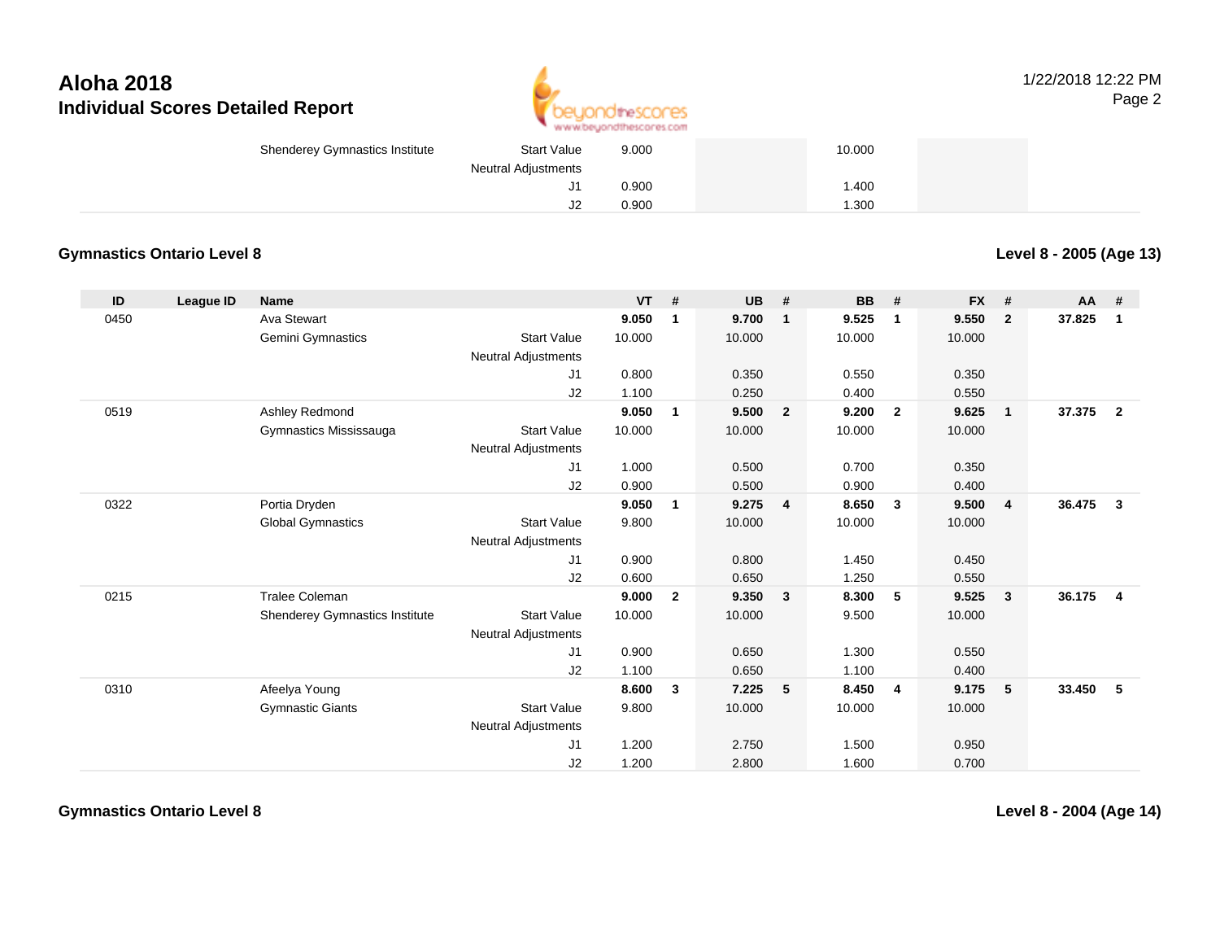## Aloha 2018
### Individual Scores Detailed Report

| | | Name | | VT | # | UB | # | BB | # | FX | # | AA | # |
|---|---|---|---|---|---|---|---|---|---|---|---|---|---|
| | | Shenderey Gymnastics Institute | Start Value | 9.000 | | | | 10.000 | | | | | |
| | | | Neutral Adjustments | | | | | | | | | | |
| | | | J1 | 0.900 | | | | 1.400 | | | | | |
| | | | J2 | 0.900 | | | | 1.300 | | | | | |

**Gymnastics Ontario Level 8** — **Level 8 - 2005 (Age 13)**

| ID | League ID | Name | | VT | # | UB | # | BB | # | FX | # | AA | # |
|---|---|---|---|---|---|---|---|---|---|---|---|---|---|
| 0450 | | Ava Stewart | | **9.050** | **1** | **9.700** | **1** | **9.525** | **1** | **9.550** | **2** | **37.825** | **1** |
| | | Gemini Gymnastics | Start Value | 10.000 | | 10.000 | | 10.000 | | 10.000 | | | |
| | | | Neutral Adjustments | | | | | | | | | | |
| | | | J1 | 0.800 | | 0.350 | | 0.550 | | 0.350 | | | |
| | | | J2 | 1.100 | | 0.250 | | 0.400 | | 0.550 | | | |
| 0519 | | Ashley Redmond | | **9.050** | **1** | **9.500** | **2** | **9.200** | **2** | **9.625** | **1** | **37.375** | **2** |
| | | Gymnastics Mississauga | Start Value | 10.000 | | 10.000 | | 10.000 | | 10.000 | | | |
| | | | Neutral Adjustments | | | | | | | | | | |
| | | | J1 | 1.000 | | 0.500 | | 0.700 | | 0.350 | | | |
| | | | J2 | 0.900 | | 0.500 | | 0.900 | | 0.400 | | | |
| 0322 | | Portia Dryden | | **9.050** | **1** | **9.275** | **4** | **8.650** | **3** | **9.500** | **4** | **36.475** | **3** |
| | | Global Gymnastics | Start Value | 9.800 | | 10.000 | | 10.000 | | 10.000 | | | |
| | | | Neutral Adjustments | | | | | | | | | | |
| | | | J1 | 0.900 | | 0.800 | | 1.450 | | 0.450 | | | |
| | | | J2 | 0.600 | | 0.650 | | 1.250 | | 0.550 | | | |
| 0215 | | Tralee Coleman | | **9.000** | **2** | **9.350** | **3** | **8.300** | **5** | **9.525** | **3** | **36.175** | **4** |
| | | Shenderey Gymnastics Institute | Start Value | 10.000 | | 10.000 | | 9.500 | | 10.000 | | | |
| | | | Neutral Adjustments | | | | | | | | | | |
| | | | J1 | 0.900 | | 0.650 | | 1.300 | | 0.550 | | | |
| | | | J2 | 1.100 | | 0.650 | | 1.100 | | 0.400 | | | |
| 0310 | | Afeelya Young | | **8.600** | **3** | **7.225** | **5** | **8.450** | **4** | **9.175** | **5** | **33.450** | **5** |
| | | Gymnastic Giants | Start Value | 9.800 | | 10.000 | | 10.000 | | 10.000 | | | |
| | | | Neutral Adjustments | | | | | | | | | | |
| | | | J1 | 1.200 | | 2.750 | | 1.500 | | 0.950 | | | |
| | | | J2 | 1.200 | | 2.800 | | 1.600 | | 0.700 | | | |

**Gymnastics Ontario Level 8** — **Level 8 - 2004 (Age 14)**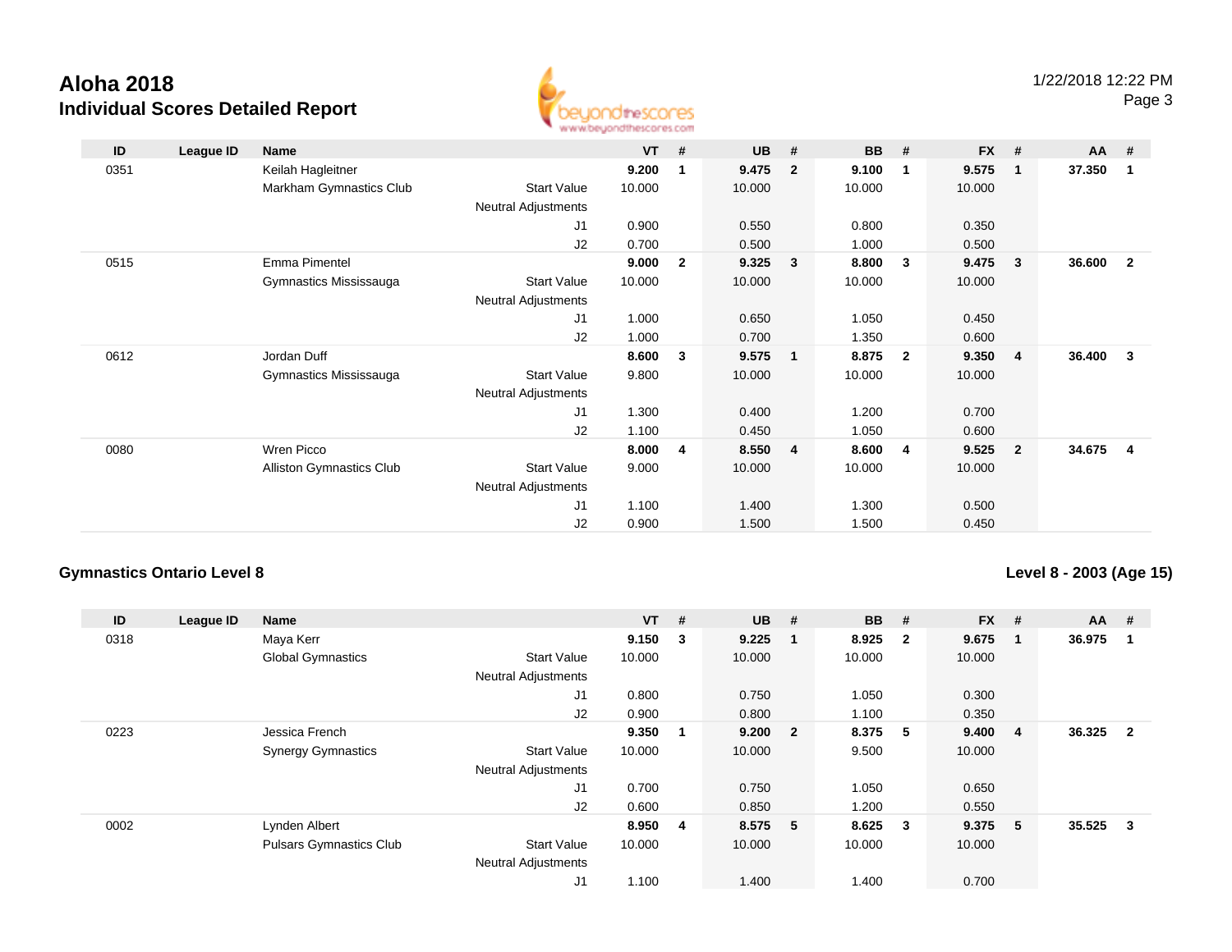# Aloha 2018

## Individual Scores Detailed Report

1/22/2018 12:22 PM

| ID | League ID | Name | | VT | # | UB | # | BB | # | FX | # | AA | # |
|---|---|---|---|---|---|---|---|---|---|---|---|---|---|
| 0351 | | Keilah Hagleitner | | **9.200** | **1** | **9.475** | **2** | **9.100** | **1** | **9.575** | **1** | **37.350** | **1** |
| | | Markham Gymnastics Club | Start Value | 10.000 | | 10.000 | | 10.000 | | 10.000 | | | |
| | | | Neutral Adjustments | | | | | | | | | | |
| | | | J1 | 0.900 | | 0.550 | | 0.800 | | 0.350 | | | |
| | | | J2 | 0.700 | | 0.500 | | 1.000 | | 0.500 | | | |
| 0515 | | Emma Pimentel | | **9.000** | **2** | **9.325** | **3** | **8.800** | **3** | **9.475** | **3** | **36.600** | **2** |
| | | Gymnastics Mississauga | Start Value | 10.000 | | 10.000 | | 10.000 | | 10.000 | | | |
| | | | Neutral Adjustments | | | | | | | | | | |
| | | | J1 | 1.000 | | 0.650 | | 1.050 | | 0.450 | | | |
| | | | J2 | 1.000 | | 0.700 | | 1.350 | | 0.600 | | | |
| 0612 | | Jordan Duff | | **8.600** | **3** | **9.575** | **1** | **8.875** | **2** | **9.350** | **4** | **36.400** | **3** |
| | | Gymnastics Mississauga | Start Value | 9.800 | | 10.000 | | 10.000 | | 10.000 | | | |
| | | | Neutral Adjustments | | | | | | | | | | |
| | | | J1 | 1.300 | | 0.400 | | 1.200 | | 0.700 | | | |
| | | | J2 | 1.100 | | 0.450 | | 1.050 | | 0.600 | | | |
| 0080 | | Wren Picco | | **8.000** | **4** | **8.550** | **4** | **8.600** | **4** | **9.525** | **2** | **34.675** | **4** |
| | | Alliston Gymnastics Club | Start Value | 9.000 | | 10.000 | | 10.000 | | 10.000 | | | |
| | | | Neutral Adjustments | | | | | | | | | | |
| | | | J1 | 1.100 | | 1.400 | | 1.300 | | 0.500 | | | |
| | | | J2 | 0.900 | | 1.500 | | 1.500 | | 0.450 | | | |

### Gymnastics Ontario Level 8

### Level 8 - 2003 (Age 15)

| ID | League ID | Name | | VT | # | UB | # | BB | # | FX | # | AA | # |
|---|---|---|---|---|---|---|---|---|---|---|---|---|---|
| 0318 | | Maya Kerr | | **9.150** | **3** | **9.225** | **1** | **8.925** | **2** | **9.675** | **1** | **36.975** | **1** |
| | | Global Gymnastics | Start Value | 10.000 | | 10.000 | | 10.000 | | 10.000 | | | |
| | | | Neutral Adjustments | | | | | | | | | | |
| | | | J1 | 0.800 | | 0.750 | | 1.050 | | 0.300 | | | |
| | | | J2 | 0.900 | | 0.800 | | 1.100 | | 0.350 | | | |
| 0223 | | Jessica French | | **9.350** | **1** | **9.200** | **2** | **8.375** | **5** | **9.400** | **4** | **36.325** | **2** |
| | | Synergy Gymnastics | Start Value | 10.000 | | 10.000 | | 9.500 | | 10.000 | | | |
| | | | Neutral Adjustments | | | | | | | | | | |
| | | | J1 | 0.700 | | 0.750 | | 1.050 | | 0.650 | | | |
| | | | J2 | 0.600 | | 0.850 | | 1.200 | | 0.550 | | | |
| 0002 | | Lynden Albert | | **8.950** | **4** | **8.575** | **5** | **8.625** | **3** | **9.375** | **5** | **35.525** | **3** |
| | | Pulsars Gymnastics Club | Start Value | 10.000 | | 10.000 | | 10.000 | | 10.000 | | | |
| | | | Neutral Adjustments | | | | | | | | | | |
| | | | J1 | 1.100 | | 1.400 | | 1.400 | | 0.700 | | | |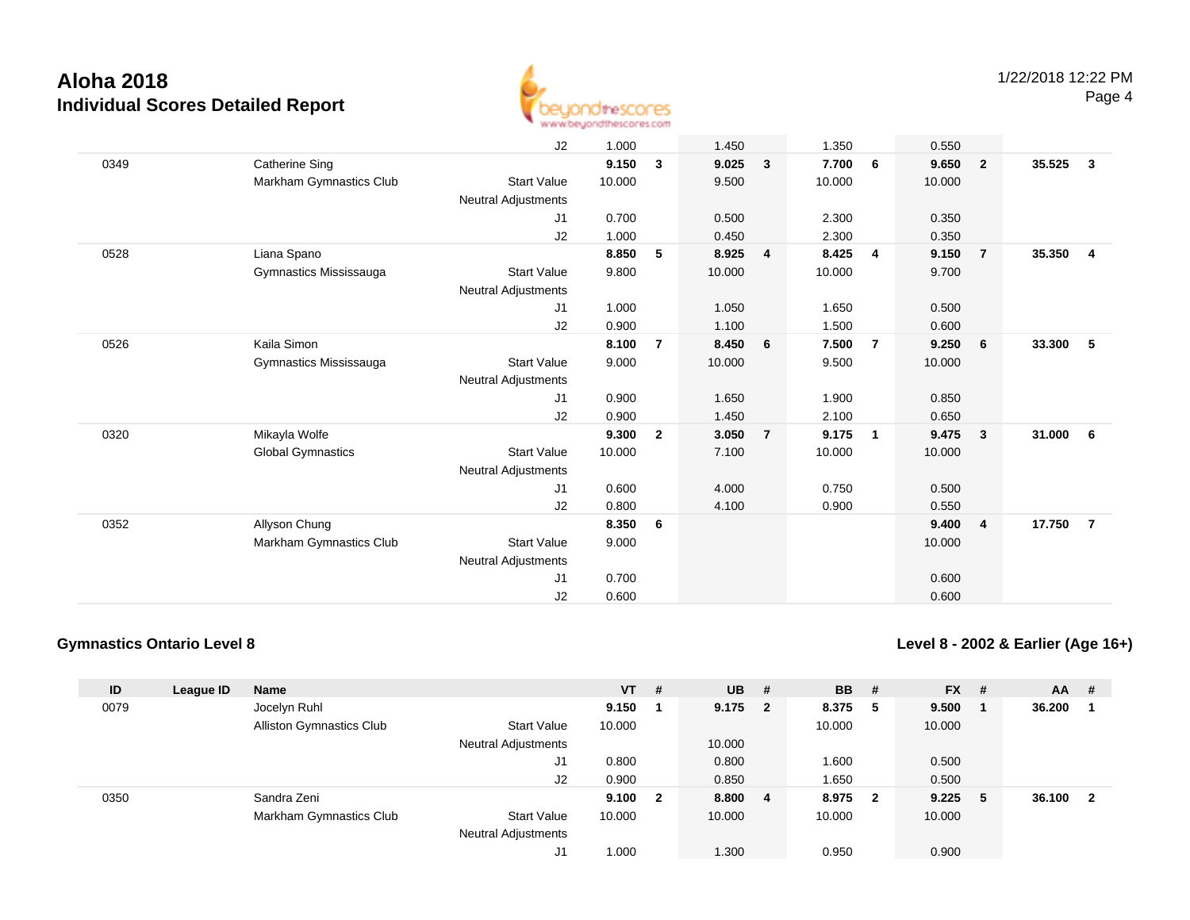| ID | League ID | Name | | VT | # | UB | # | BB | # | FX | # | AA | # |
|---|---|---|---|---|---|---|---|---|---|---|---|---|---|
| | | | J2 | 1.000 | | 1.450 | | 1.350 | | 0.550 | | | |
| 0349 | | Catherine Sing | | **9.150** | **3** | **9.025** | **3** | **7.700** | **6** | **9.650** | **2** | **35.525** | **3** |
| | | Markham Gymnastics Club | Start Value | 10.000 | | 9.500 | | 10.000 | | 10.000 | | | |
| | | | Neutral Adjustments | | | | | | | | | | |
| | | | J1 | 0.700 | | 0.500 | | 2.300 | | 0.350 | | | |
| | | | J2 | 1.000 | | 0.450 | | 2.300 | | 0.350 | | | |
| 0528 | | Liana Spano | | **8.850** | **5** | **8.925** | **4** | **8.425** | **4** | **9.150** | **7** | **35.350** | **4** |
| | | Gymnastics Mississauga | Start Value | 9.800 | | 10.000 | | 10.000 | | 9.700 | | | |
| | | | Neutral Adjustments | | | | | | | | | | |
| | | | J1 | 1.000 | | 1.050 | | 1.650 | | 0.500 | | | |
| | | | J2 | 0.900 | | 1.100 | | 1.500 | | 0.600 | | | |
| 0526 | | Kaila Simon | | **8.100** | **7** | **8.450** | **6** | **7.500** | **7** | **9.250** | **6** | **33.300** | **5** |
| | | Gymnastics Mississauga | Start Value | 9.000 | | 10.000 | | 9.500 | | 10.000 | | | |
| | | | Neutral Adjustments | | | | | | | | | | |
| | | | J1 | 0.900 | | 1.650 | | 1.900 | | 0.850 | | | |
| | | | J2 | 0.900 | | 1.450 | | 2.100 | | 0.650 | | | |
| 0320 | | Mikayla Wolfe | | **9.300** | **2** | **3.050** | **7** | **9.175** | **1** | **9.475** | **3** | **31.000** | **6** |
| | | Global Gymnastics | Start Value | 10.000 | | 7.100 | | 10.000 | | 10.000 | | | |
| | | | Neutral Adjustments | | | | | | | | | | |
| | | | J1 | 0.600 | | 4.000 | | 0.750 | | 0.500 | | | |
| | | | J2 | 0.800 | | 4.100 | | 0.900 | | 0.550 | | | |
| 0352 | | Allyson Chung | | **8.350** | **6** | | | | | **9.400** | **4** | **17.750** | **7** |
| | | Markham Gymnastics Club | Start Value | 9.000 | | | | | | 10.000 | | | |
| | | | Neutral Adjustments | | | | | | | | | | |
| | | | J1 | 0.700 | | | | | | 0.600 | | | |
| | | | J2 | 0.600 | | | | | | 0.600 | | | |

**Gymnastics Ontario Level 8**

**Level 8 - 2002 & Earlier (Age 16+)**

| ID | League ID | Name | | VT | # | UB | # | BB | # | FX | # | AA | # |
|---|---|---|---|---|---|---|---|---|---|---|---|---|---|
| 0079 | | Jocelyn Ruhl | | **9.150** | **1** | **9.175** | **2** | **8.375** | **5** | **9.500** | **1** | **36.200** | **1** |
| | | Alliston Gymnastics Club | Start Value | 10.000 | | | | 10.000 | | 10.000 | | | |
| | | | Neutral Adjustments | | | 10.000 | | | | | | | |
| | | | J1 | 0.800 | | 0.800 | | 1.600 | | 0.500 | | | |
| | | | J2 | 0.900 | | 0.850 | | 1.650 | | 0.500 | | | |
| 0350 | | Sandra Zeni | | **9.100** | **2** | **8.800** | **4** | **8.975** | **2** | **9.225** | **5** | **36.100** | **2** |
| | | Markham Gymnastics Club | Start Value | 10.000 | | 10.000 | | 10.000 | | 10.000 | | | |
| | | | Neutral Adjustments | | | | | | | | | | |
| | | | J1 | 1.000 | | 1.300 | | 0.950 | | 0.900 | | | |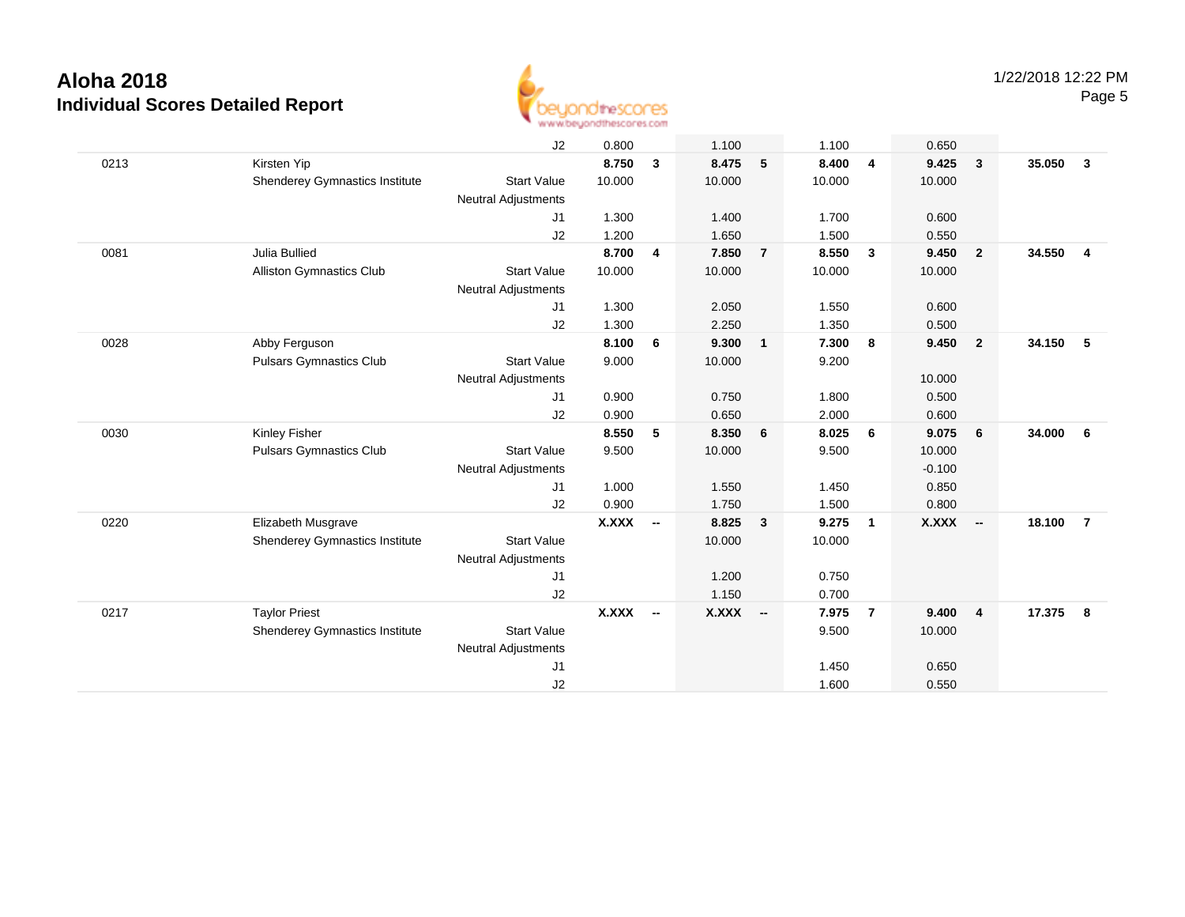# Aloha 2018
## Individual Scores Detailed Report

| | | | | | | | | | | | | |
|---|---|---|---|---|---|---|---|---|---|---|---|---|
| | | J2 | 0.800 | | 1.100 | | 1.100 | | 0.650 | | | |
| 0213 | Kirsten Yip | | **8.750** | **3** | **8.475** | **5** | **8.400** | **4** | **9.425** | **3** | **35.050** | **3** |
| | Shenderey Gymnastics Institute | Start Value | 10.000 | | 10.000 | | 10.000 | | 10.000 | | | |
| | | Neutral Adjustments | | | | | | | | | | |
| | | J1 | 1.300 | | 1.400 | | 1.700 | | 0.600 | | | |
| | | J2 | 1.200 | | 1.650 | | 1.500 | | 0.550 | | | |
| 0081 | Julia Bullied | | **8.700** | **4** | **7.850** | **7** | **8.550** | **3** | **9.450** | **2** | **34.550** | **4** |
| | Alliston Gymnastics Club | Start Value | 10.000 | | 10.000 | | 10.000 | | 10.000 | | | |
| | | Neutral Adjustments | | | | | | | | | | |
| | | J1 | 1.300 | | 2.050 | | 1.550 | | 0.600 | | | |
| | | J2 | 1.300 | | 2.250 | | 1.350 | | 0.500 | | | |
| 0028 | Abby Ferguson | | **8.100** | **6** | **9.300** | **1** | **7.300** | **8** | **9.450** | **2** | **34.150** | **5** |
| | Pulsars Gymnastics Club | Start Value | 9.000 | | 10.000 | | 9.200 | | | | | |
| | | Neutral Adjustments | | | | | | | 10.000 | | | |
| | | J1 | 0.900 | | 0.750 | | 1.800 | | 0.500 | | | |
| | | J2 | 0.900 | | 0.650 | | 2.000 | | 0.600 | | | |
| 0030 | Kinley Fisher | | **8.550** | **5** | **8.350** | **6** | **8.025** | **6** | **9.075** | **6** | **34.000** | **6** |
| | Pulsars Gymnastics Club | Start Value | 9.500 | | 10.000 | | 9.500 | | 10.000 | | | |
| | | Neutral Adjustments | | | | | | | -0.100 | | | |
| | | J1 | 1.000 | | 1.550 | | 1.450 | | 0.850 | | | |
| | | J2 | 0.900 | | 1.750 | | 1.500 | | 0.800 | | | |
| 0220 | Elizabeth Musgrave | | **X.XXX** | **--** | **8.825** | **3** | **9.275** | **1** | **X.XXX** | **--** | **18.100** | **7** |
| | Shenderey Gymnastics Institute | Start Value | | | 10.000 | | 10.000 | | | | | |
| | | Neutral Adjustments | | | | | | | | | | |
| | | J1 | | | 1.200 | | 0.750 | | | | | |
| | | J2 | | | 1.150 | | 0.700 | | | | | |
| 0217 | Taylor Priest | | **X.XXX** | **--** | **X.XXX** | **--** | **7.975** | **7** | **9.400** | **4** | **17.375** | **8** |
| | Shenderey Gymnastics Institute | Start Value | | | | | 9.500 | | 10.000 | | | |
| | | Neutral Adjustments | | | | | | | | | | |
| | | J1 | | | | | 1.450 | | 0.650 | | | |
| | | J2 | | | | | 1.600 | | 0.550 | | | |